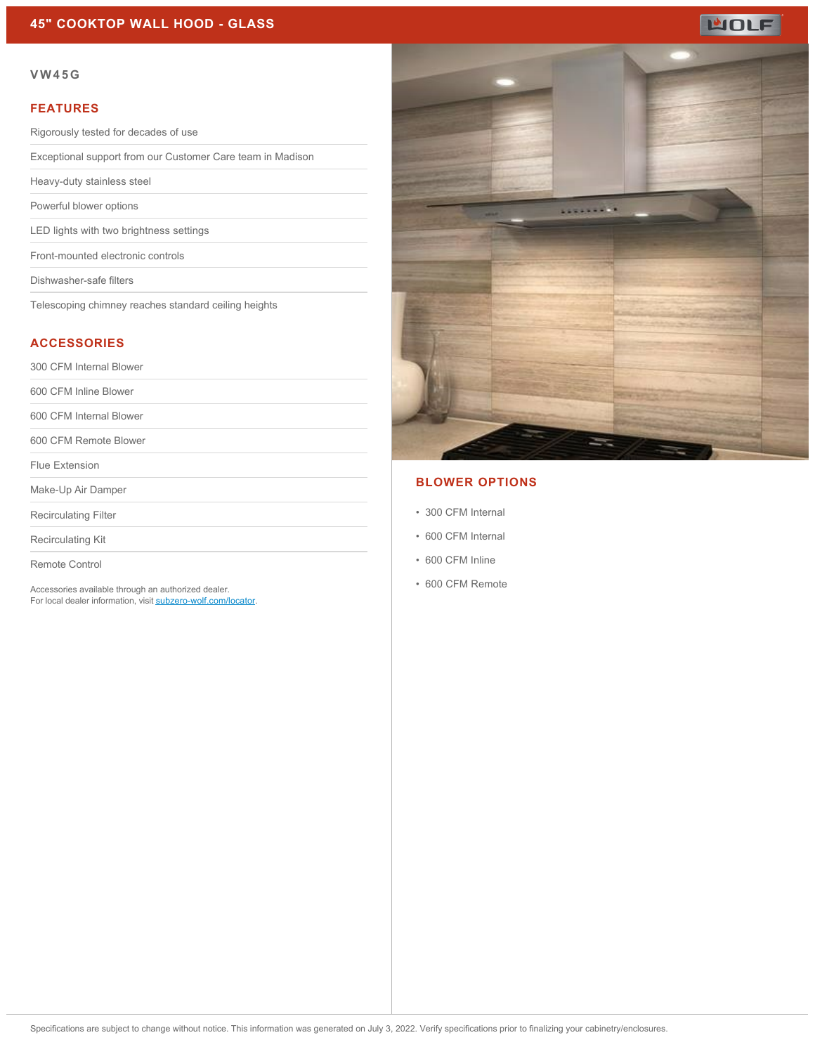# 45" COOKTOP WALL HOOD - GLASS

WOLF

## VW45G

## FEATURES

- Rigorously tested for decades of use
- Exceptional support from our Customer Care team in Madison
- Heavy-duty stainless steel
- Powerful blower options
- LED lights with two brightness settings
- Front-mounted electronic controls
- Dishwasher-safe filters
- Telescoping chimney reaches standard ceiling heights

## ACCESSORIES

- 300 CFM Internal Blower
- 600 CFM Inline Blower
- 600 CFM Internal Blower
- 600 CFM Remote Blower
- Flue Extension
- Make-Up Air Damper
- Recirculating Filter
- Recirculating Kit
- Remote Control

Accessories available through an authorized dealer.
For local dealer information, visit [subzero-wolf.com/locator](subzero-wolf.com/locator).

## BLOWER OPTIONS

- 300 CFM Internal
- 600 CFM Internal
- 600 CFM Inline
- 600 CFM Remote

Specifications are subject to change without notice. This information was generated on July 3, 2022. Verify specifications prior to finalizing your cabinetry/enclosures.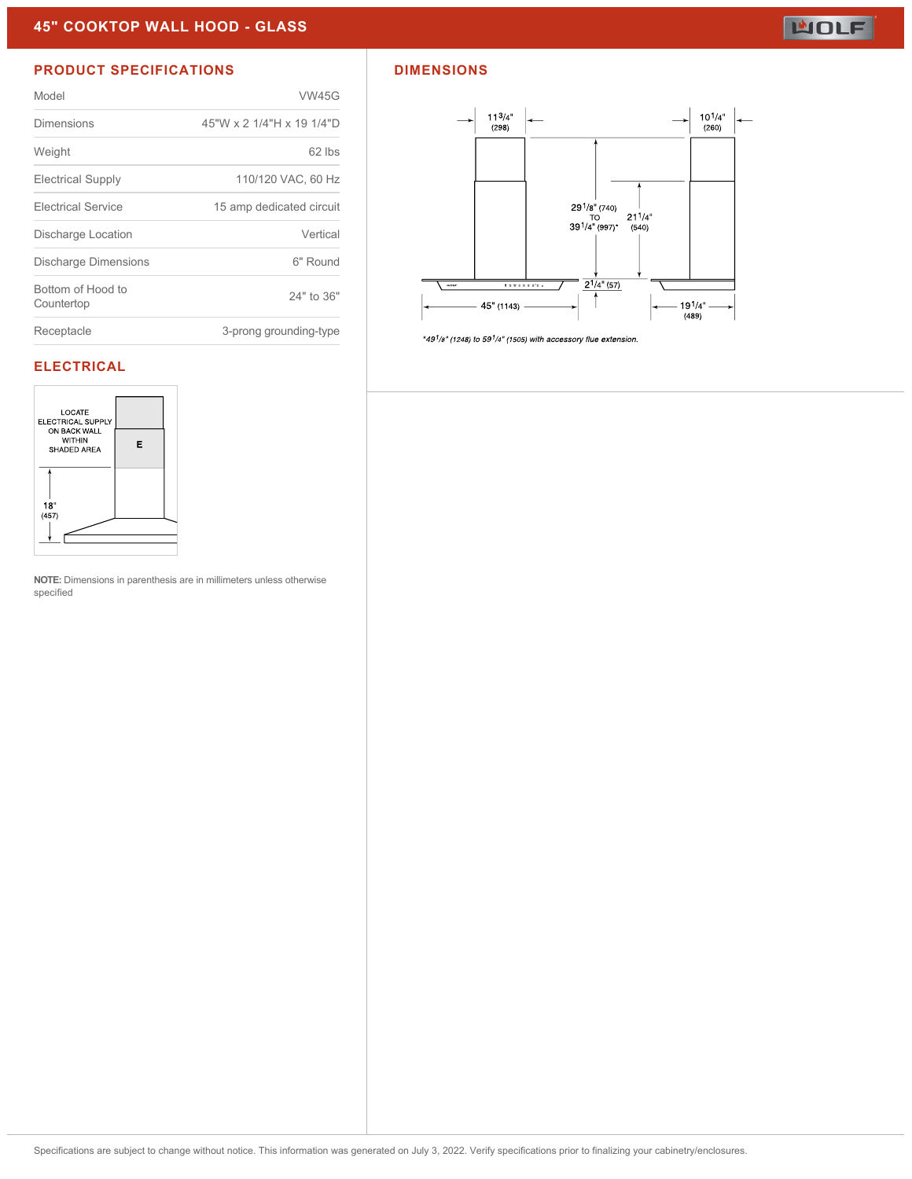# 45" COOKTOP WALL HOOD - GLASS

## PRODUCT SPECIFICATIONS

| | |
|---|---|
| Model | VW45G |
| Dimensions | 45"W x 2 1/4"H x 19 1/4"D |
| Weight | 62 lbs |
| Electrical Supply | 110/120 VAC, 60 Hz |
| Electrical Service | 15 amp dedicated circuit |
| Discharge Location | Vertical |
| Discharge Dimensions | 6" Round |
| Bottom of Hood to Countertop | 24" to 36" |
| Receptacle | 3-prong grounding-type |

## ELECTRICAL

LOCATE ELECTRICAL SUPPLY ON BACK WALL WITHIN SHADED AREA

E

18" (457)

**NOTE:** Dimensions in parenthesis are in millimeters unless otherwise specified

## DIMENSIONS

11 3/4" (298)

10 1/4" (260)

29 1/8" (740) TO 39 1/4" (997)*

21 1/4" (540)

2 1/4" (57)

45" (1143)

19 1/4" (489)

*49 1/8" (1248) to 59 1/4" (1505) with accessory flue extension.

Specifications are subject to change without notice. This information was generated on July 3, 2022. Verify specifications prior to finalizing your cabinetry/enclosures.